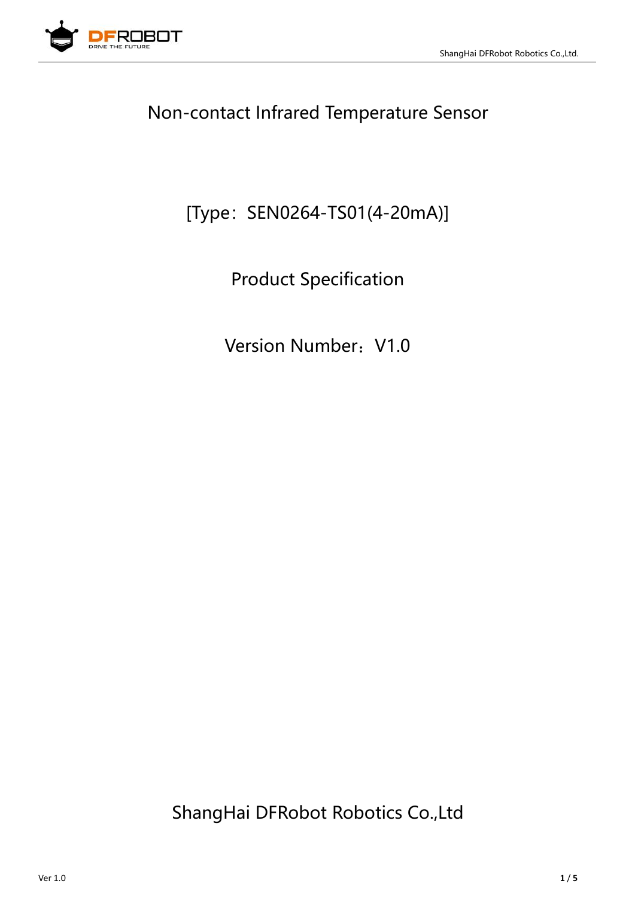# Non-contact Infrared Temperature Sensor

[Type：SEN0264-TS01(4-20mA)]

Product Specification

Version Number：V1.0

ShangHai DFRobot Robotics Co.,Ltd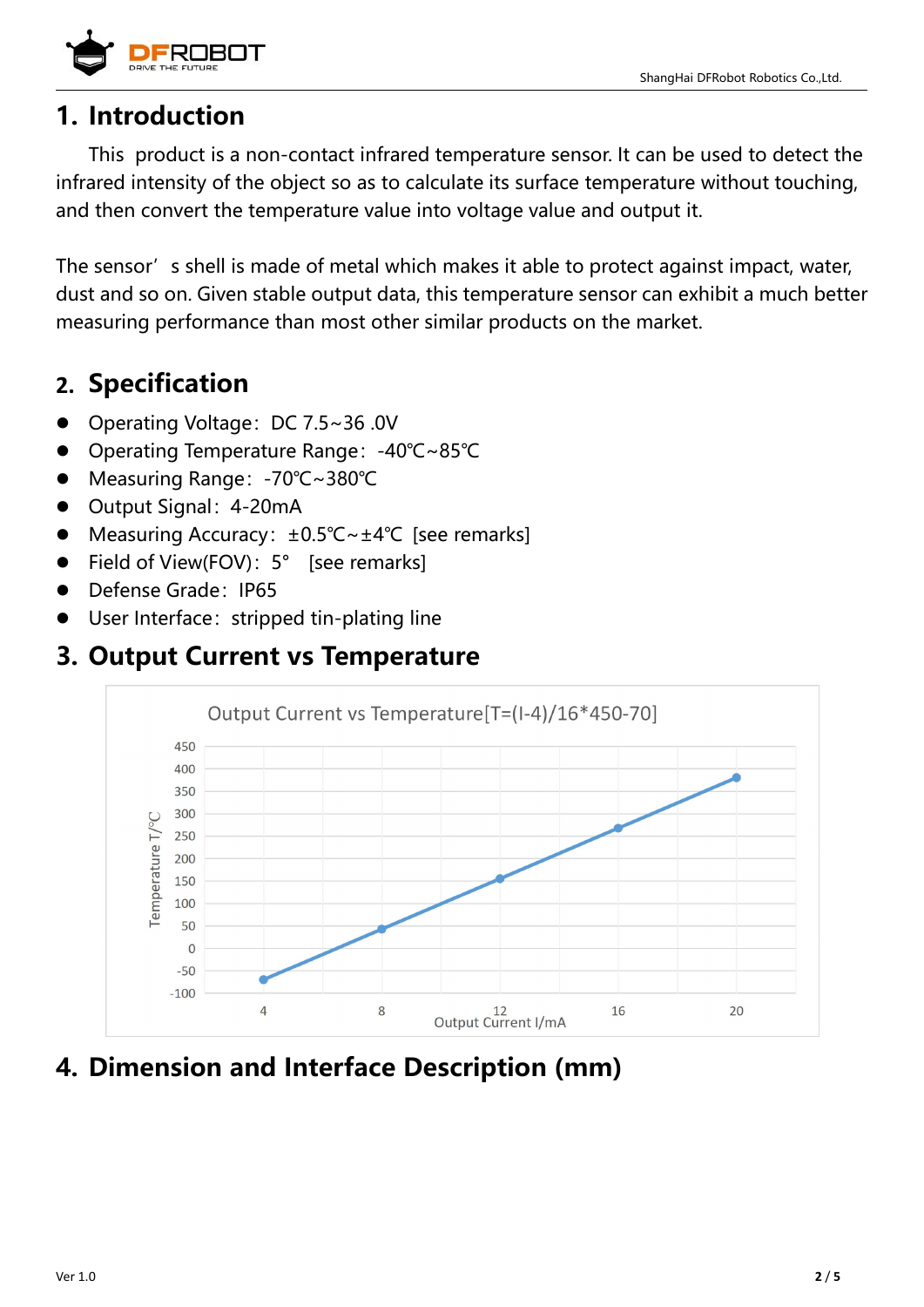# 1. Introduction

This product is a non-contact infrared temperature sensor. It can be used to detect the infrared intensity of the object so as to calculate its surface temperature without touching, and then convert the temperature value into voltage value and output it.

The sensor's shell is made of metal which makes it able to protect against impact, water, dust and so on. Given stable output data, this temperature sensor can exhibit a much better measuring performance than most other similar products on the market.

# 2. Specification

- Operating Voltage: DC 7.5~36 .0V
- Operating Temperature Range: -40℃~85℃
- Measuring Range: -70℃~380℃
- Output Signal: 4-20mA
- Measuring Accuracy: ±0.5℃~±4℃ [see remarks]
- Field of View(FOV): 5° [see remarks]
- Defense Grade: IP65
- User Interface: stripped tin-plating line

# 3. Output Current vs Temperature

Output Current vs Temperature[T=(I-4)/16*450-70]

| Output Current I/mA | Temperature T/℃ |
| --- | --- |
| 4 | -70 |
| 8 | 42.5 |
| 12 | 155 |
| 16 | 267.5 |
| 20 | 380 |

# 4. Dimension and Interface Description (mm)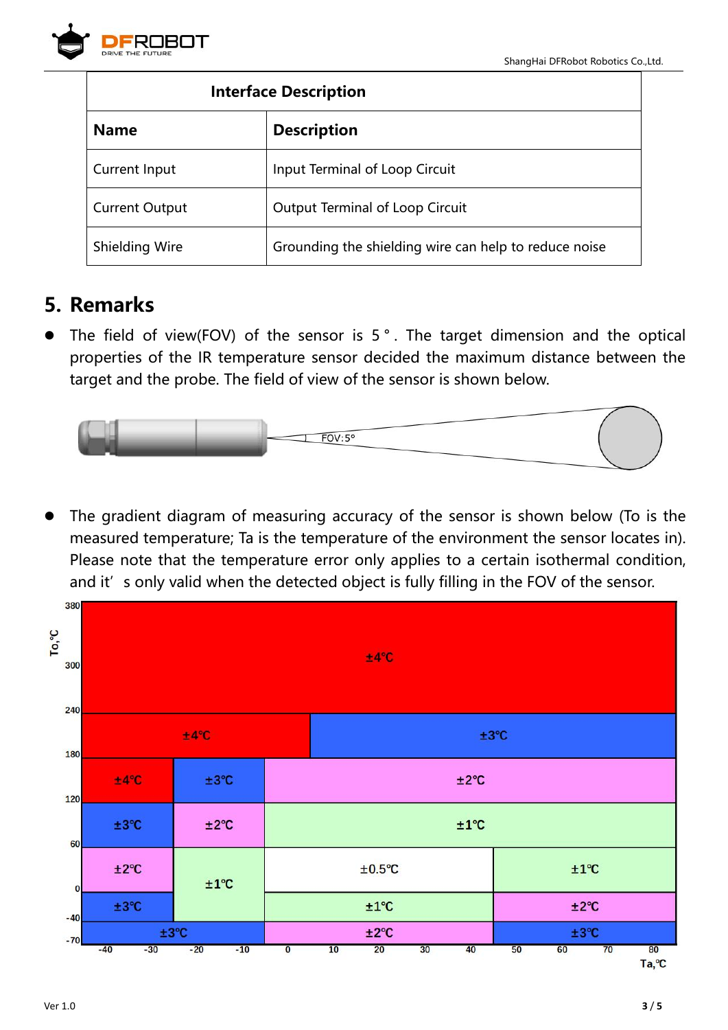| Interface Description | |
|---|---|
| **Name** | **Description** |
| Current Input | Input Terminal of Loop Circuit |
| Current Output | Output Terminal of Loop Circuit |
| Shielding Wire | Grounding the shielding wire can help to reduce noise |

## 5. Remarks

- The field of view(FOV) of the sensor is 5°. The target dimension and the optical properties of the IR temperature sensor decided the maximum distance between the target and the probe. The field of view of the sensor is shown below.

- The gradient diagram of measuring accuracy of the sensor is shown below (To is the measured temperature; Ta is the temperature of the environment the sensor locates in). Please note that the temperature error only applies to a certain isothermal condition, and it's only valid when the detected object is fully filling in the FOV of the sensor.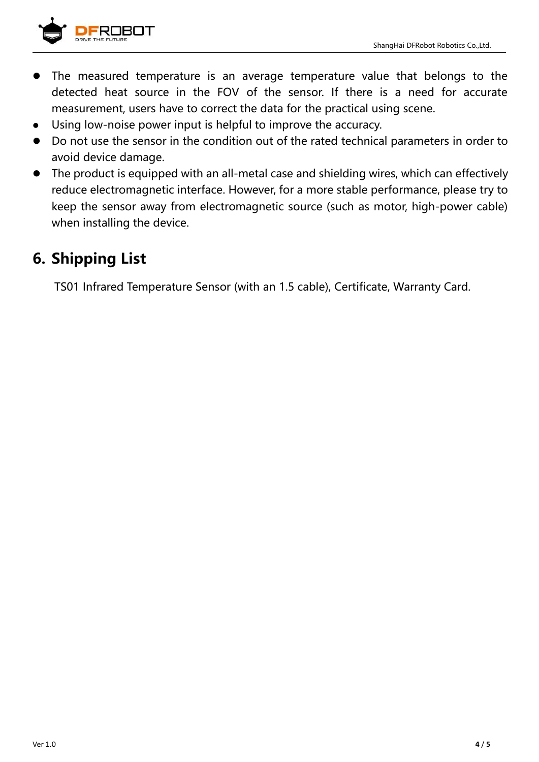- The measured temperature is an average temperature value that belongs to the detected heat source in the FOV of the sensor. If there is a need for accurate measurement, users have to correct the data for the practical using scene.
- Using low-noise power input is helpful to improve the accuracy.
- Do not use the sensor in the condition out of the rated technical parameters in order to avoid device damage.
- The product is equipped with an all-metal case and shielding wires, which can effectively reduce electromagnetic interface. However, for a more stable performance, please try to keep the sensor away from electromagnetic source (such as motor, high-power cable) when installing the device.

## 6. Shipping List

TS01 Infrared Temperature Sensor (with an 1.5 cable), Certificate, Warranty Card.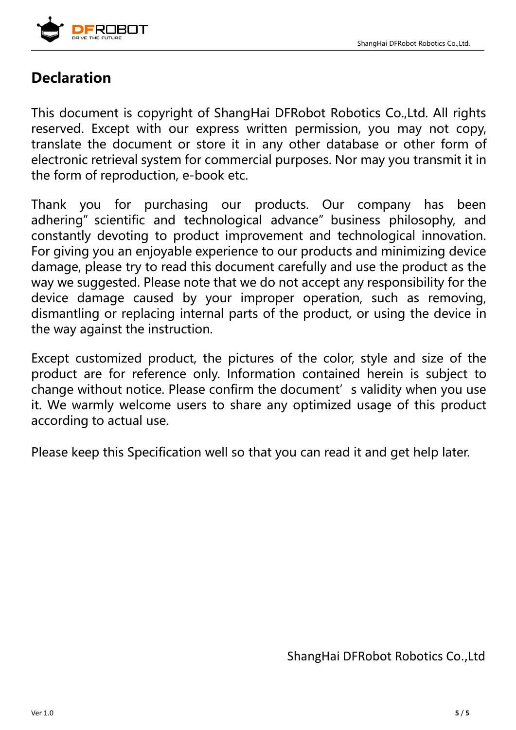## Declaration

This document is copyright of ShangHai DFRobot Robotics Co.,Ltd. All rights reserved. Except with our express written permission, you may not copy, translate the document or store it in any other database or other form of electronic retrieval system for commercial purposes. Nor may you transmit it in the form of reproduction, e-book etc.

Thank you for purchasing our products. Our company has been adhering" scientific and technological advance" business philosophy, and constantly devoting to product improvement and technological innovation. For giving you an enjoyable experience to our products and minimizing device damage, please try to read this document carefully and use the product as the way we suggested. Please note that we do not accept any responsibility for the device damage caused by your improper operation, such as removing, dismantling or replacing internal parts of the product, or using the device in the way against the instruction.

Except customized product, the pictures of the color, style and size of the product are for reference only. Information contained herein is subject to change without notice. Please confirm the document's validity when you use it. We warmly welcome users to share any optimized usage of this product according to actual use.

Please keep this Specification well so that you can read it and get help later.

ShangHai DFRobot Robotics Co.,Ltd